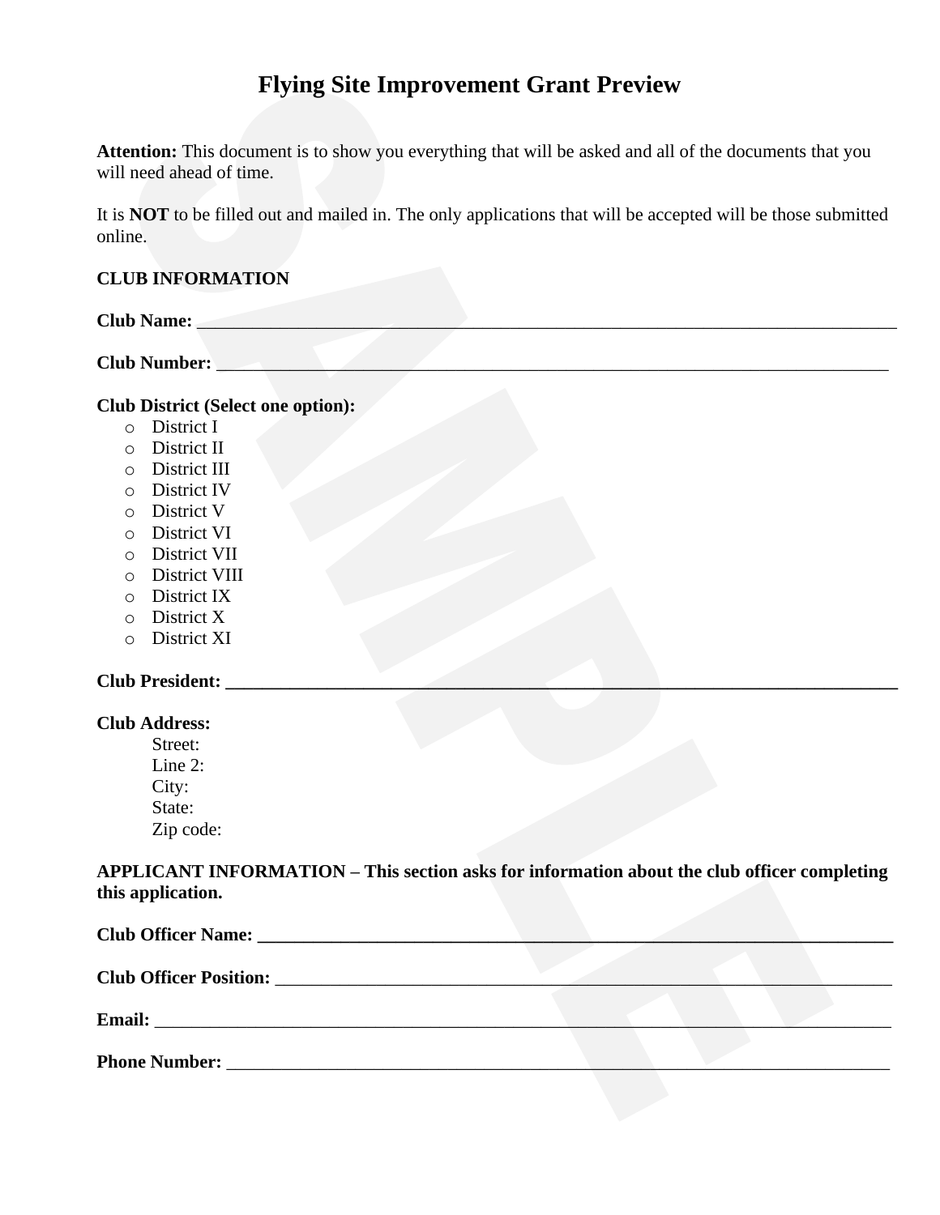# Flying Site Improvement Grant Preview

**Attention:** This document is to show you everything that will be asked and all of the documents that you will need ahead of time.

It is **NOT** to be filled out and mailed in. The only applications that will be accepted will be those submitted online.

**CLUB INFORMATION**

**Club Name:** ______________________________________________________________________________

**Club Number:** ____________________________________________________________________________

**Club District (Select one option):**

- District I
- District II
- District III
- District IV
- District V
- District VI
- District VII
- District VIII
- District IX
- District X
- District XI

**Club President:** __________________________________________________________________________

**Club Address:**

Street:
Line 2:
City:
State:
Zip code:

**APPLICANT INFORMATION – This section asks for information about the club officer completing this application.**

**Club Officer Name:** _______________________________________________________________________

**Club Officer Position:** _____________________________________________________________________

**Email:** _________________________________________________________________________________

**Phone Number:** __________________________________________________________________________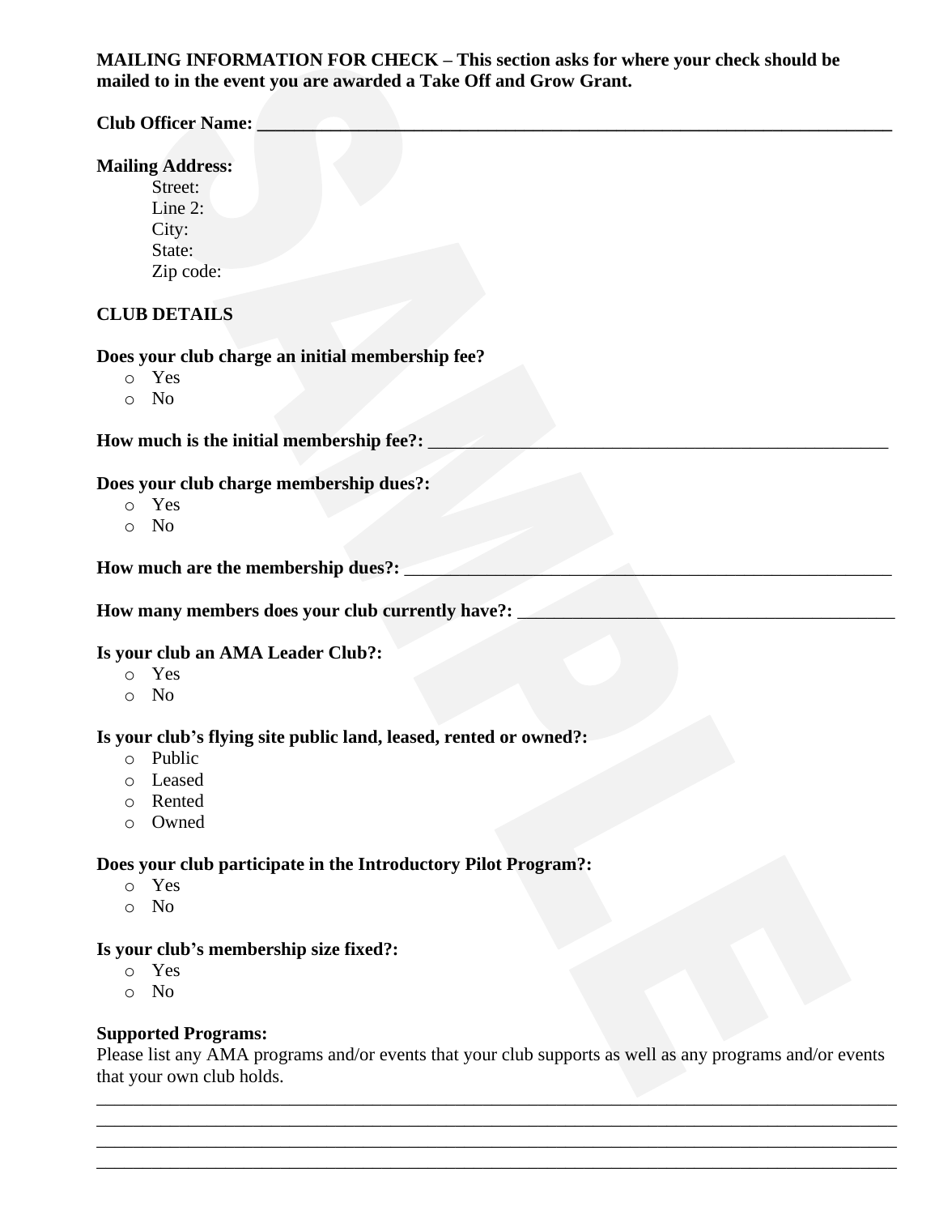**MAILING INFORMATION FOR CHECK – This section asks for where your check should be mailed to in the event you are awarded a Take Off and Grow Grant.**

**Club Officer Name: ___________________________________________________________________**

**Mailing Address:**

Street:
Line 2:
City:
State:
Zip code:

**CLUB DETAILS**

**Does your club charge an initial membership fee?**

- Yes
- No

**How much is the initial membership fee?:** ____________________________________________________

**Does your club charge membership dues?:**

- Yes
- No

**How much are the membership dues?:** ______________________________________________________

**How many members does your club currently have?:** __________________________________________

**Is your club an AMA Leader Club?:**

- Yes
- No

**Is your club's flying site public land, leased, rented or owned?:**

- Public
- Leased
- Rented
- Owned

**Does your club participate in the Introductory Pilot Program?:**

- Yes
- No

**Is your club's membership size fixed?:**

- Yes
- No

**Supported Programs:**

Please list any AMA programs and/or events that your club supports as well as any programs and/or events that your own club holds.

_____________________________________________________________________________________
_____________________________________________________________________________________
_____________________________________________________________________________________
_____________________________________________________________________________________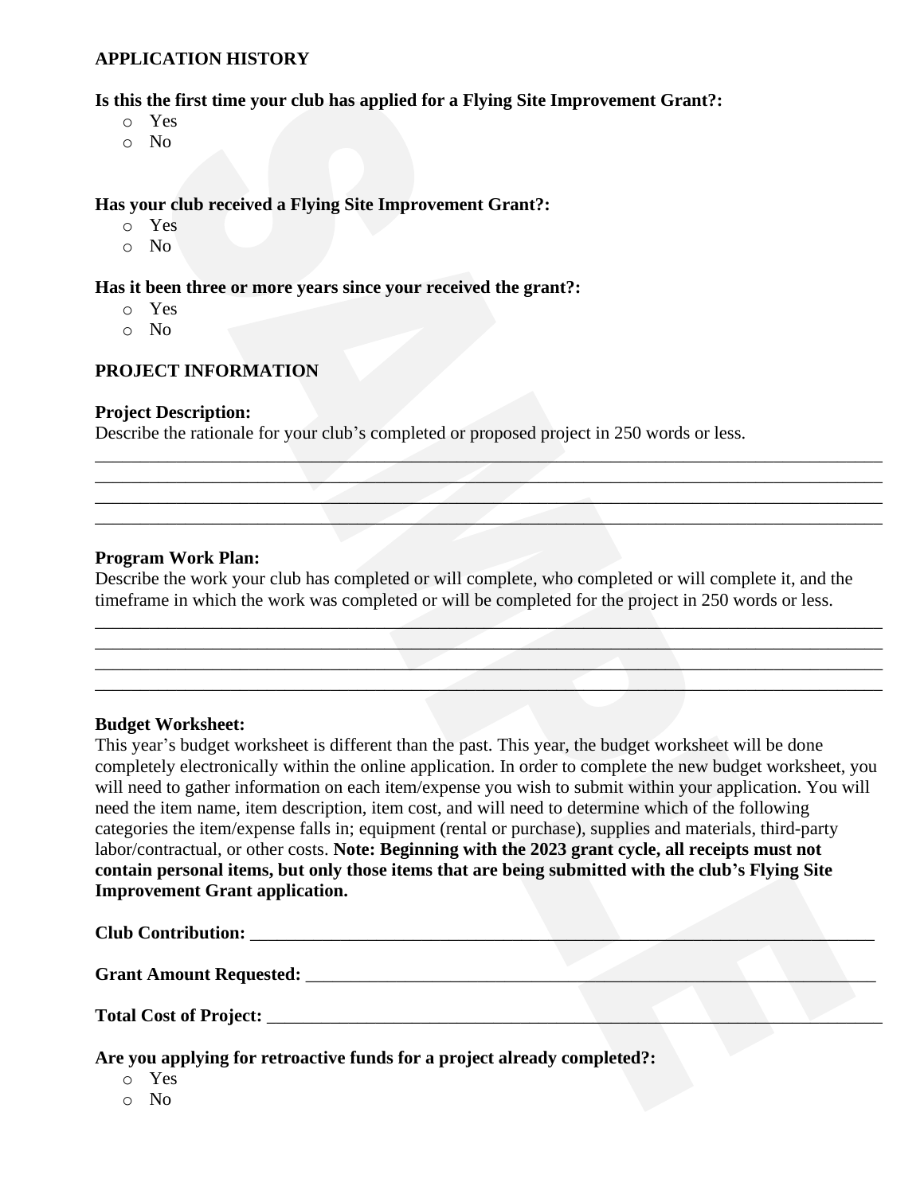## APPLICATION HISTORY

**Is this the first time your club has applied for a Flying Site Improvement Grant?:**

- Yes
- No

**Has your club received a Flying Site Improvement Grant?:**

- Yes
- No

**Has it been three or more years since your received the grant?:**

- Yes
- No

## PROJECT INFORMATION

**Project Description:**

Describe the rationale for your club's completed or proposed project in 250 words or less.

______________________________________________________________________________
______________________________________________________________________________
______________________________________________________________________________
______________________________________________________________________________

**Program Work Plan:**

Describe the work your club has completed or will complete, who completed or will complete it, and the timeframe in which the work was completed or will be completed for the project in 250 words or less.

______________________________________________________________________________
______________________________________________________________________________
______________________________________________________________________________
______________________________________________________________________________

**Budget Worksheet:**

This year's budget worksheet is different than the past. This year, the budget worksheet will be done completely electronically within the online application. In order to complete the new budget worksheet, you will need to gather information on each item/expense you wish to submit within your application. You will need the item name, item description, item cost, and will need to determine which of the following categories the item/expense falls in; equipment (rental or purchase), supplies and materials, third-party labor/contractual, or other costs. **Note: Beginning with the 2023 grant cycle, all receipts must not contain personal items, but only those items that are being submitted with the club's Flying Site Improvement Grant application.**

**Club Contribution:** ________________________________________________________________

**Grant Amount Requested:** ___________________________________________________________

**Total Cost of Project:** ______________________________________________________________

**Are you applying for retroactive funds for a project already completed?:**

- Yes
- No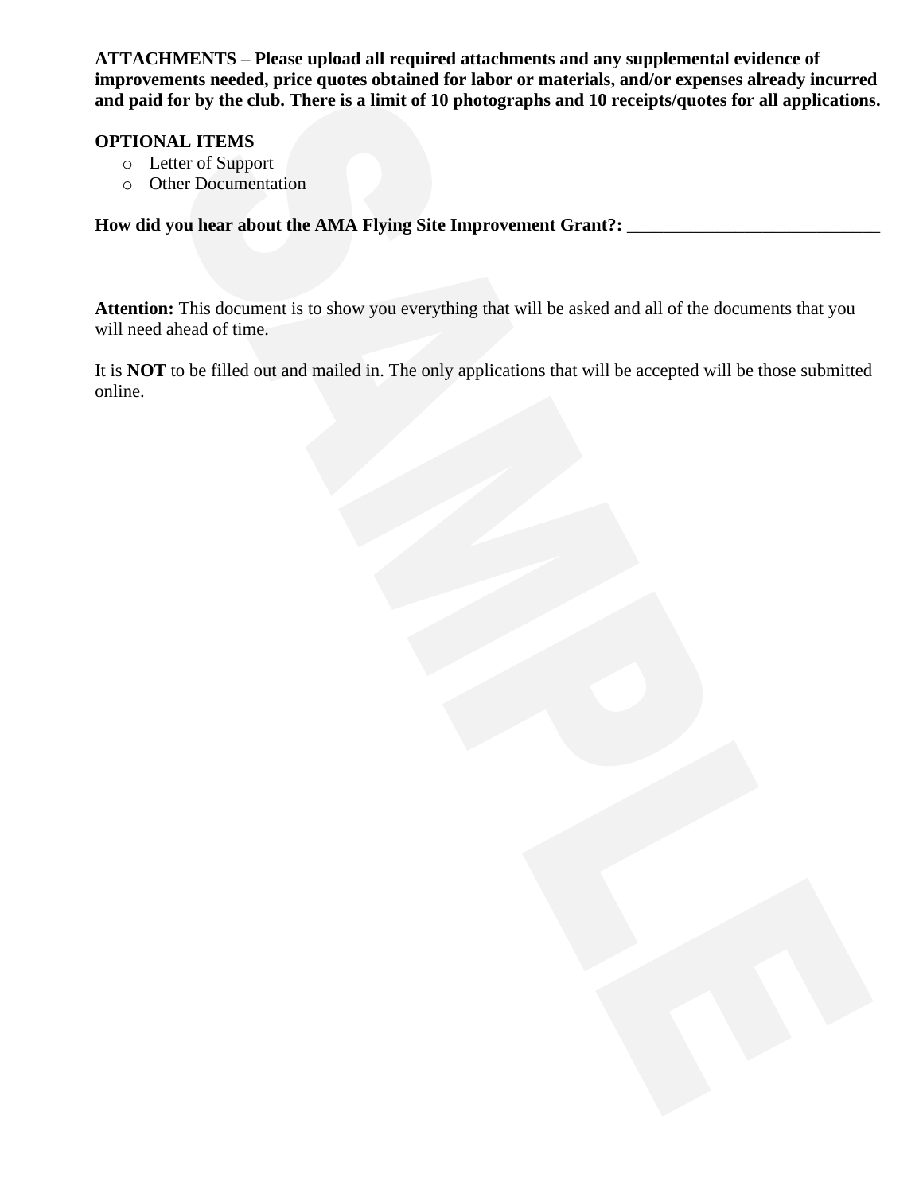**ATTACHMENTS – Please upload all required attachments and any supplemental evidence of improvements needed, price quotes obtained for labor or materials, and/or expenses already incurred and paid for by the club. There is a limit of 10 photographs and 10 receipts/quotes for all applications.**

**OPTIONAL ITEMS**

- Letter of Support
- Other Documentation

**How did you hear about the AMA Flying Site Improvement Grant?:** ____________________________

**Attention:** This document is to show you everything that will be asked and all of the documents that you will need ahead of time.

It is **NOT** to be filled out and mailed in. The only applications that will be accepted will be those submitted online.